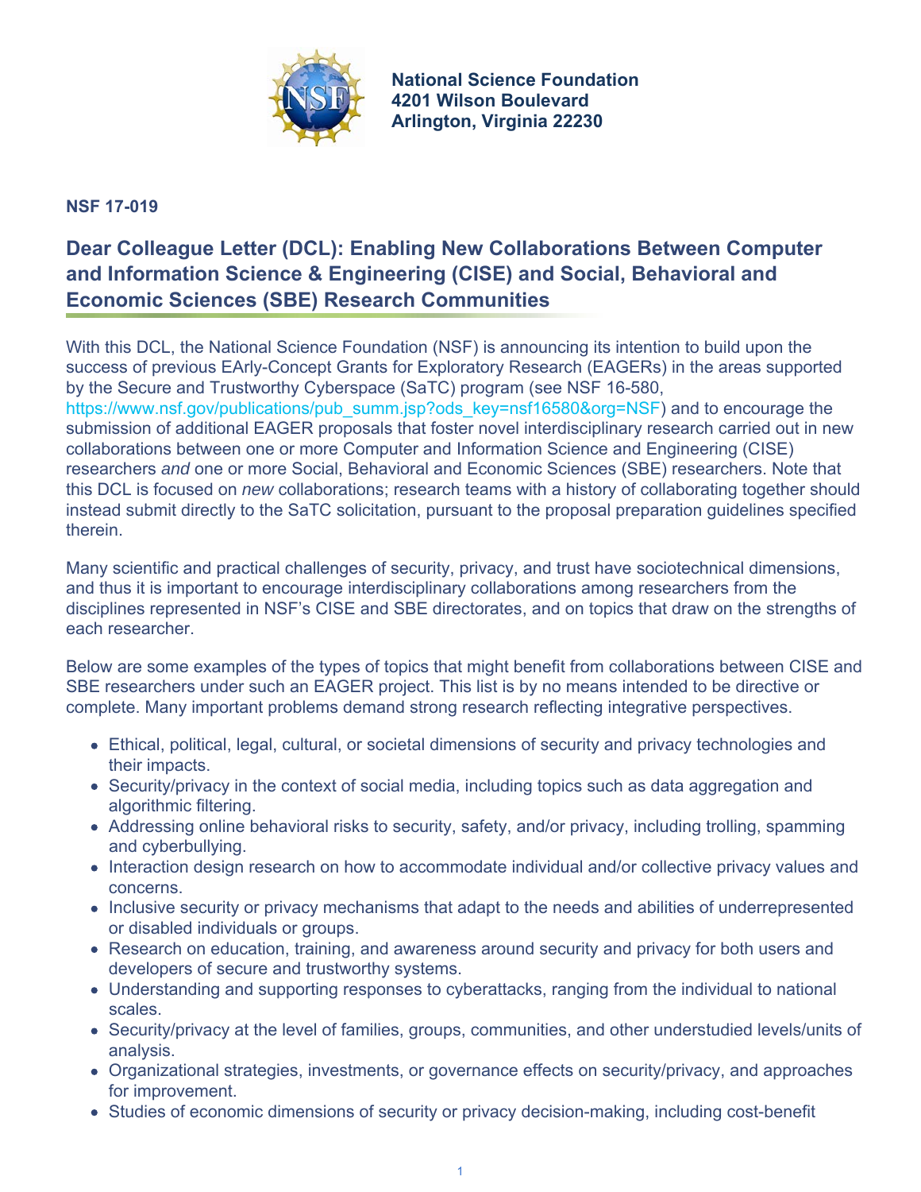**National Science Foundation**
**4201 Wilson Boulevard**
**Arlington, Virginia 22230**

**NSF 17-019**

## Dear Colleague Letter (DCL): Enabling New Collaborations Between Computer and Information Science & Engineering (CISE) and Social, Behavioral and Economic Sciences (SBE) Research Communities

With this DCL, the National Science Foundation (NSF) is announcing its intention to build upon the success of previous EArly-Concept Grants for Exploratory Research (EAGERs) in the areas supported by the Secure and Trustworthy Cyberspace (SaTC) program (see NSF 16-580, https://www.nsf.gov/publications/pub_summ.jsp?ods_key=nsf16580&org=NSF) and to encourage the submission of additional EAGER proposals that foster novel interdisciplinary research carried out in new collaborations between one or more Computer and Information Science and Engineering (CISE) researchers *and* one or more Social, Behavioral and Economic Sciences (SBE) researchers. Note that this DCL is focused on *new* collaborations; research teams with a history of collaborating together should instead submit directly to the SaTC solicitation, pursuant to the proposal preparation guidelines specified therein.

Many scientific and practical challenges of security, privacy, and trust have sociotechnical dimensions, and thus it is important to encourage interdisciplinary collaborations among researchers from the disciplines represented in NSF's CISE and SBE directorates, and on topics that draw on the strengths of each researcher.

Below are some examples of the types of topics that might benefit from collaborations between CISE and SBE researchers under such an EAGER project. This list is by no means intended to be directive or complete. Many important problems demand strong research reflecting integrative perspectives.

- Ethical, political, legal, cultural, or societal dimensions of security and privacy technologies and their impacts.
- Security/privacy in the context of social media, including topics such as data aggregation and algorithmic filtering.
- Addressing online behavioral risks to security, safety, and/or privacy, including trolling, spamming and cyberbullying.
- Interaction design research on how to accommodate individual and/or collective privacy values and concerns.
- Inclusive security or privacy mechanisms that adapt to the needs and abilities of underrepresented or disabled individuals or groups.
- Research on education, training, and awareness around security and privacy for both users and developers of secure and trustworthy systems.
- Understanding and supporting responses to cyberattacks, ranging from the individual to national scales.
- Security/privacy at the level of families, groups, communities, and other understudied levels/units of analysis.
- Organizational strategies, investments, or governance effects on security/privacy, and approaches for improvement.
- Studies of economic dimensions of security or privacy decision-making, including cost-benefit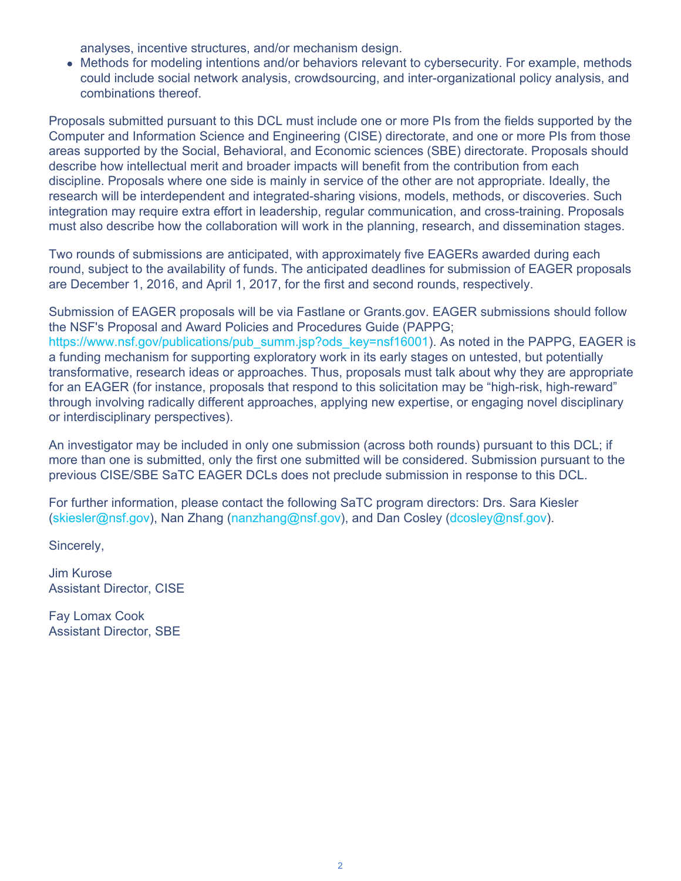analyses, incentive structures, and/or mechanism design.
- Methods for modeling intentions and/or behaviors relevant to cybersecurity. For example, methods could include social network analysis, crowdsourcing, and inter-organizational policy analysis, and combinations thereof.

Proposals submitted pursuant to this DCL must include one or more PIs from the fields supported by the Computer and Information Science and Engineering (CISE) directorate, and one or more PIs from those areas supported by the Social, Behavioral, and Economic sciences (SBE) directorate. Proposals should describe how intellectual merit and broader impacts will benefit from the contribution from each discipline. Proposals where one side is mainly in service of the other are not appropriate. Ideally, the research will be interdependent and integrated-sharing visions, models, methods, or discoveries. Such integration may require extra effort in leadership, regular communication, and cross-training. Proposals must also describe how the collaboration will work in the planning, research, and dissemination stages.

Two rounds of submissions are anticipated, with approximately five EAGERs awarded during each round, subject to the availability of funds. The anticipated deadlines for submission of EAGER proposals are December 1, 2016, and April 1, 2017, for the first and second rounds, respectively.

Submission of EAGER proposals will be via Fastlane or Grants.gov. EAGER submissions should follow the NSF's Proposal and Award Policies and Procedures Guide (PAPPG; https://www.nsf.gov/publications/pub_summ.jsp?ods_key=nsf16001). As noted in the PAPPG, EAGER is a funding mechanism for supporting exploratory work in its early stages on untested, but potentially transformative, research ideas or approaches. Thus, proposals must talk about why they are appropriate for an EAGER (for instance, proposals that respond to this solicitation may be "high-risk, high-reward" through involving radically different approaches, applying new expertise, or engaging novel disciplinary or interdisciplinary perspectives).

An investigator may be included in only one submission (across both rounds) pursuant to this DCL; if more than one is submitted, only the first one submitted will be considered. Submission pursuant to the previous CISE/SBE SaTC EAGER DCLs does not preclude submission in response to this DCL.

For further information, please contact the following SaTC program directors: Drs. Sara Kiesler (skiesler@nsf.gov), Nan Zhang (nanzhang@nsf.gov), and Dan Cosley (dcosley@nsf.gov).

Sincerely,

Jim Kurose
Assistant Director, CISE

Fay Lomax Cook
Assistant Director, SBE